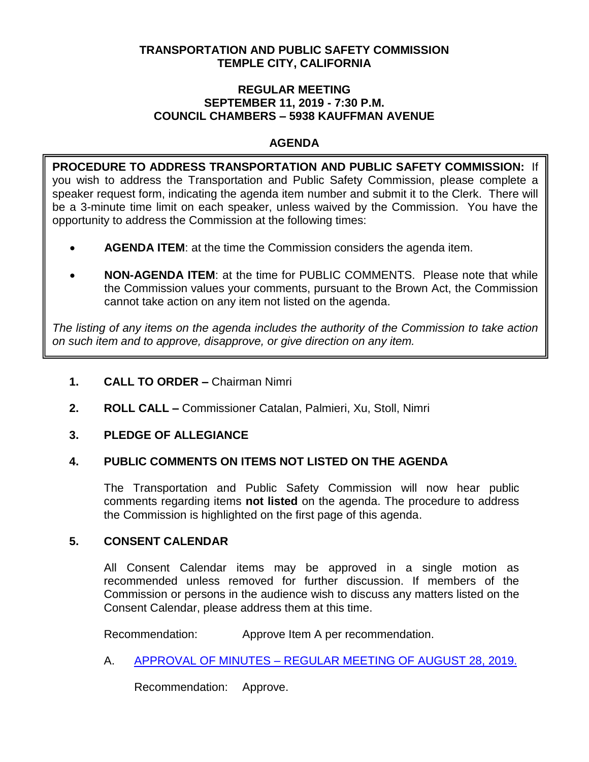**TRANSPORTATION AND PUBLIC SAFETY COMMISSION**
**TEMPLE CITY, CALIFORNIA**

**REGULAR MEETING**
**SEPTEMBER 11, 2019 - 7:30 P.M.**
**COUNCIL CHAMBERS – 5938 KAUFFMAN AVENUE**

## AGENDA

**PROCEDURE TO ADDRESS TRANSPORTATION AND PUBLIC SAFETY COMMISSION:** If you wish to address the Transportation and Public Safety Commission, please complete a speaker request form, indicating the agenda item number and submit it to the Clerk. There will be a 3-minute time limit on each speaker, unless waived by the Commission. You have the opportunity to address the Commission at the following times:

- **AGENDA ITEM**: at the time the Commission considers the agenda item.
- **NON-AGENDA ITEM**: at the time for PUBLIC COMMENTS. Please note that while the Commission values your comments, pursuant to the Brown Act, the Commission cannot take action on any item not listed on the agenda.

*The listing of any items on the agenda includes the authority of the Commission to take action on such item and to approve, disapprove, or give direction on any item.*

**1. CALL TO ORDER –** Chairman Nimri

**2. ROLL CALL –** Commissioner Catalan, Palmieri, Xu, Stoll, Nimri

**3. PLEDGE OF ALLEGIANCE**

**4. PUBLIC COMMENTS ON ITEMS NOT LISTED ON THE AGENDA**

The Transportation and Public Safety Commission will now hear public comments regarding items **not listed** on the agenda. The procedure to address the Commission is highlighted on the first page of this agenda.

**5. CONSENT CALENDAR**

All Consent Calendar items may be approved in a single motion as recommended unless removed for further discussion. If members of the Commission or persons in the audience wish to discuss any matters listed on the Consent Calendar, please address them at this time.

Recommendation: Approve Item A per recommendation.

A. APPROVAL OF MINUTES – REGULAR MEETING OF AUGUST 28, 2019.

Recommendation: Approve.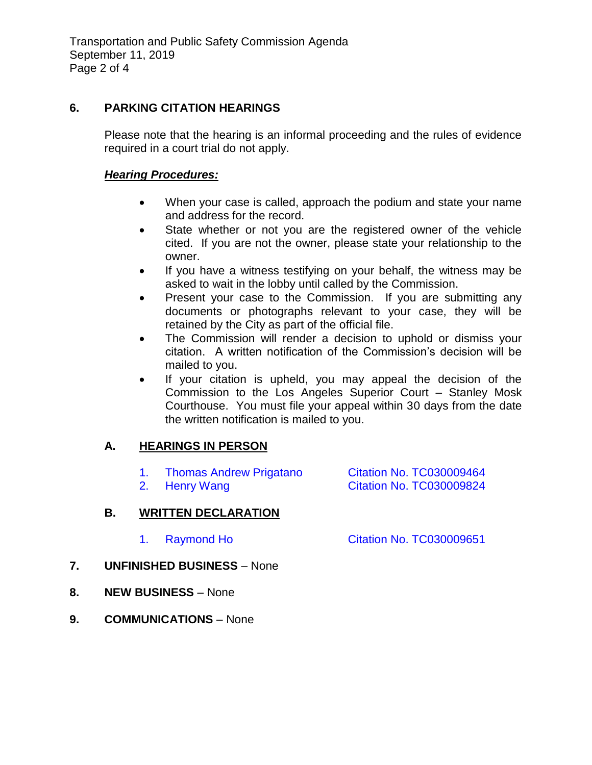## 6. PARKING CITATION HEARINGS

Please note that the hearing is an informal proceeding and the rules of evidence required in a court trial do not apply.

***Hearing Procedures:***

- When your case is called, approach the podium and state your name and address for the record.
- State whether or not you are the registered owner of the vehicle cited. If you are not the owner, please state your relationship to the owner.
- If you have a witness testifying on your behalf, the witness may be asked to wait in the lobby until called by the Commission.
- Present your case to the Commission. If you are submitting any documents or photographs relevant to your case, they will be retained by the City as part of the official file.
- The Commission will render a decision to uphold or dismiss your citation. A written notification of the Commission's decision will be mailed to you.
- If your citation is upheld, you may appeal the decision of the Commission to the Los Angeles Superior Court – Stanley Mosk Courthouse. You must file your appeal within 30 days from the date the written notification is mailed to you.

### A. HEARINGS IN PERSON

1. Thomas Andrew Prigatano — Citation No. TC030009464
2. Henry Wang — Citation No. TC030009824

### B. WRITTEN DECLARATION

1. Raymond Ho — Citation No. TC030009651

## 7. UNFINISHED BUSINESS – None

## 8. NEW BUSINESS – None

## 9. COMMUNICATIONS – None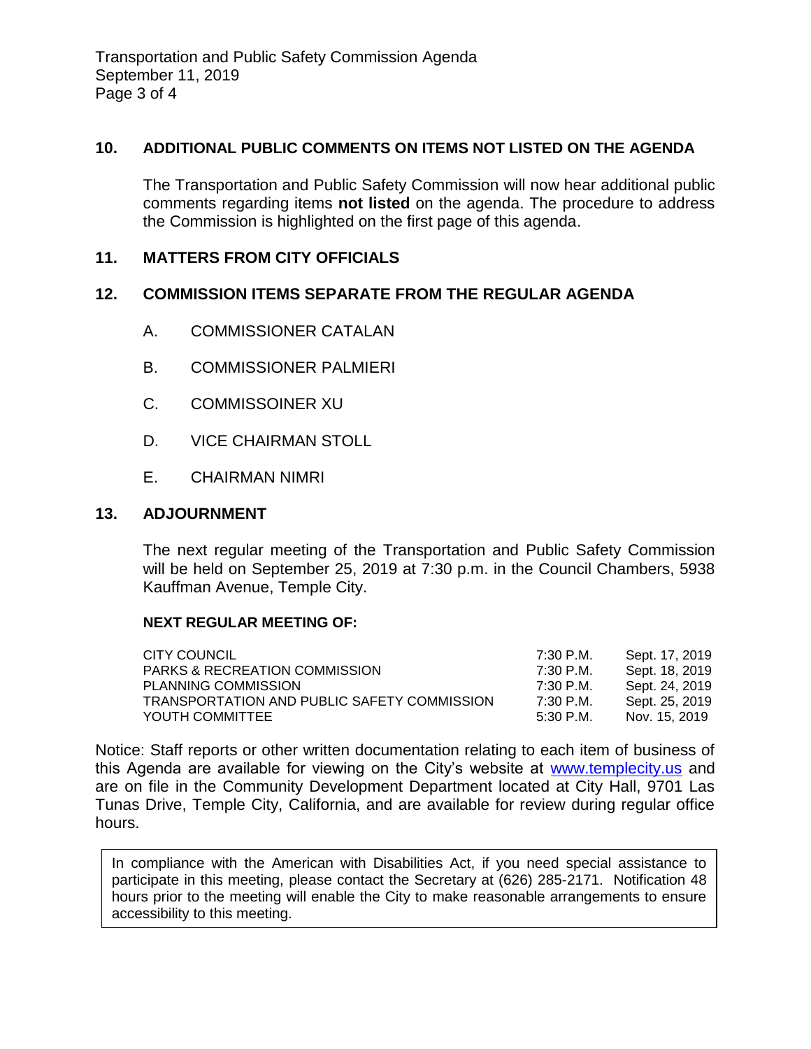## 10. ADDITIONAL PUBLIC COMMENTS ON ITEMS NOT LISTED ON THE AGENDA

The Transportation and Public Safety Commission will now hear additional public comments regarding items **not listed** on the agenda. The procedure to address the Commission is highlighted on the first page of this agenda.

## 11. MATTERS FROM CITY OFFICIALS

## 12. COMMISSION ITEMS SEPARATE FROM THE REGULAR AGENDA

A. COMMISSIONER CATALAN

B. COMMISSIONER PALMIERI

C. COMMISSOINER XU

D. VICE CHAIRMAN STOLL

E. CHAIRMAN NIMRI

## 13. ADJOURNMENT

The next regular meeting of the Transportation and Public Safety Commission will be held on September 25, 2019 at 7:30 p.m. in the Council Chambers, 5938 Kauffman Avenue, Temple City.

**NEXT REGULAR MEETING OF:**

| | | |
|---|---|---|
| CITY COUNCIL | 7:30 P.M. | Sept. 17, 2019 |
| PARKS & RECREATION COMMISSION | 7:30 P.M. | Sept. 18, 2019 |
| PLANNING COMMISSION | 7:30 P.M. | Sept. 24, 2019 |
| TRANSPORTATION AND PUBLIC SAFETY COMMISSION | 7:30 P.M. | Sept. 25, 2019 |
| YOUTH COMMITTEE | 5:30 P.M. | Nov. 15, 2019 |

Notice: Staff reports or other written documentation relating to each item of business of this Agenda are available for viewing on the City's website at www.templecity.us and are on file in the Community Development Department located at City Hall, 9701 Las Tunas Drive, Temple City, California, and are available for review during regular office hours.

In compliance with the American with Disabilities Act, if you need special assistance to participate in this meeting, please contact the Secretary at (626) 285-2171. Notification 48 hours prior to the meeting will enable the City to make reasonable arrangements to ensure accessibility to this meeting.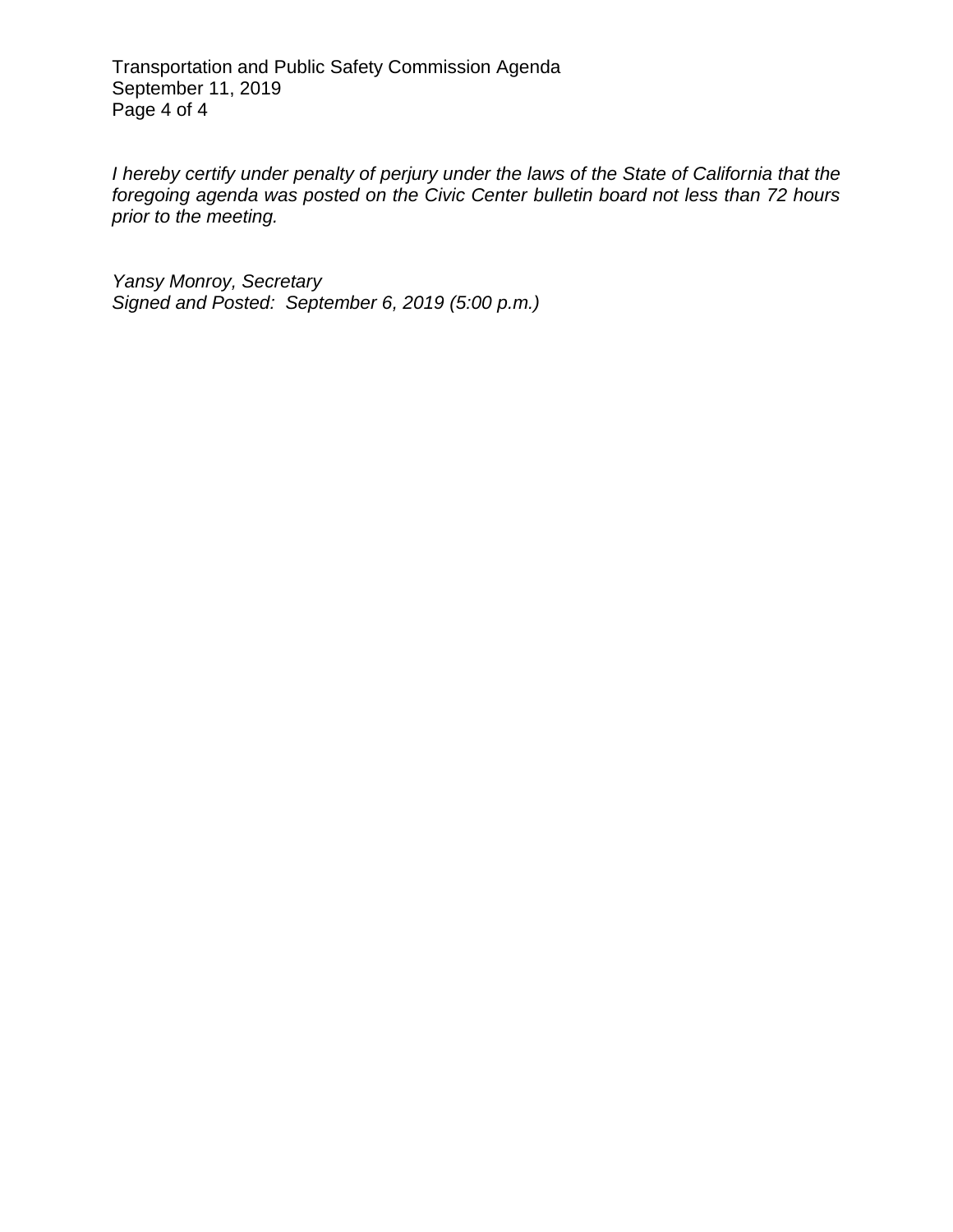*I hereby certify under penalty of perjury under the laws of the State of California that the foregoing agenda was posted on the Civic Center bulletin board not less than 72 hours prior to the meeting.*

*Yansy Monroy, Secretary*
*Signed and Posted: September 6, 2019 (5:00 p.m.)*